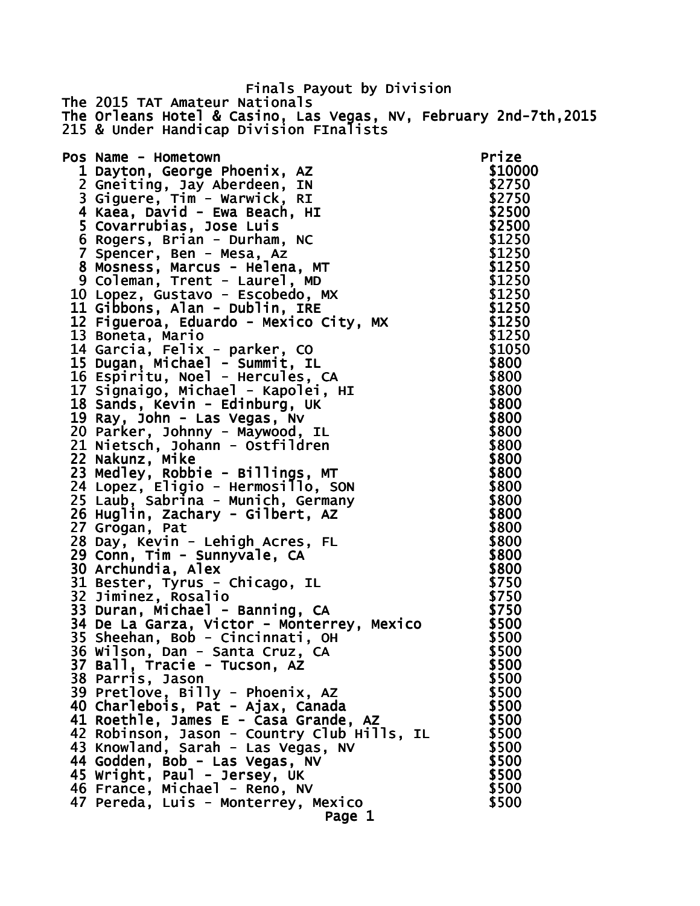# Finals Payout by Division

The 2015 TAT Amateur Nationals
The Orleans Hotel & Casino, Las Vegas, NV, February 2nd-7th,2015
215 & Under Handicap Division FInalists

| Pos | Name - Hometown | Prize |
|---|---|---|
| 1 | Dayton, George Phoenix, AZ | $10000 |
| 2 | Gneiting, Jay Aberdeen, IN | $2750 |
| 3 | Giguere, Tim - Warwick, RI | $2750 |
| 4 | Kaea, David - Ewa Beach, HI | $2500 |
| 5 | Covarrubias, Jose Luis | $2500 |
| 6 | Rogers, Brian - Durham, NC | $1250 |
| 7 | Spencer, Ben - Mesa, Az | $1250 |
| 8 | Mosness, Marcus - Helena, MT | $1250 |
| 9 | Coleman, Trent - Laurel, MD | $1250 |
| 10 | Lopez, Gustavo - Escobedo, MX | $1250 |
| 11 | Gibbons, Alan - Dublin, IRE | $1250 |
| 12 | Figueroa, Eduardo - Mexico City, MX | $1250 |
| 13 | Boneta, Mario | $1250 |
| 14 | Garcia, Felix - parker, CO | $1050 |
| 15 | Dugan, Michael - Summit, IL | $800 |
| 16 | Espiritu, Noel - Hercules, CA | $800 |
| 17 | Signaigo, Michael - Kapolei, HI | $800 |
| 18 | Sands, Kevin - Edinburg, UK | $800 |
| 19 | Ray, John - Las Vegas, Nv | $800 |
| 20 | Parker, Johnny - Maywood, IL | $800 |
| 21 | Nietsch, Johann - Ostfildren | $800 |
| 22 | Nakunz, Mike | $800 |
| 23 | Medley, Robbie - Billings, MT | $800 |
| 24 | Lopez, Eligio - Hermosillo, SON | $800 |
| 25 | Laub, Sabrina - Munich, Germany | $800 |
| 26 | Huglin, Zachary - Gilbert, AZ | $800 |
| 27 | Grogan, Pat | $800 |
| 28 | Day, Kevin - Lehigh Acres, FL | $800 |
| 29 | Conn, Tim - Sunnyvale, CA | $800 |
| 30 | Archundia, Alex | $800 |
| 31 | Bester, Tyrus - Chicago, IL | $750 |
| 32 | Jiminez, Rosalio | $750 |
| 33 | Duran, Michael - Banning, CA | $750 |
| 34 | De La Garza, Victor - Monterrey, Mexico | $500 |
| 35 | Sheehan, Bob - Cincinnati, OH | $500 |
| 36 | Wilson, Dan - Santa Cruz, CA | $500 |
| 37 | Ball, Tracie - Tucson, AZ | $500 |
| 38 | Parris, Jason | $500 |
| 39 | Pretlove, Billy - Phoenix, AZ | $500 |
| 40 | Charlebois, Pat - Ajax, Canada | $500 |
| 41 | Roethle, James E - Casa Grande, AZ | $500 |
| 42 | Robinson, Jason - Country Club Hills, IL | $500 |
| 43 | Knowland, Sarah - Las Vegas, NV | $500 |
| 44 | Godden, Bob - Las Vegas, NV | $500 |
| 45 | Wright, Paul - Jersey, UK | $500 |
| 46 | France, Michael - Reno, NV | $500 |
| 47 | Pereda, Luis - Monterrey, Mexico | $500 |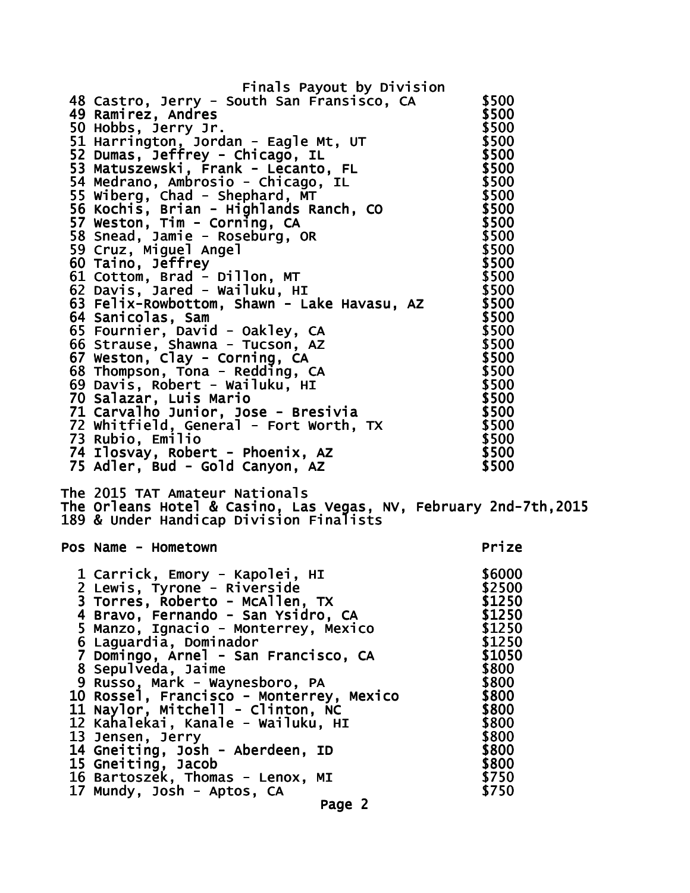## Finals Payout by Division

| Pos | Name - Hometown | Prize |
|---|---|---|
| 48 | Castro, Jerry - South San Fransisco, CA | $500 |
| 49 | Ramirez, Andres | $500 |
| 50 | Hobbs, Jerry Jr. | $500 |
| 51 | Harrington, Jordan - Eagle Mt, UT | $500 |
| 52 | Dumas, Jeffrey - Chicago, IL | $500 |
| 53 | Matuszewski, Frank - Lecanto, FL | $500 |
| 54 | Medrano, Ambrosio - Chicago, IL | $500 |
| 55 | Wiberg, Chad - Shephard, MT | $500 |
| 56 | Kochis, Brian - Highlands Ranch, CO | $500 |
| 57 | Weston, Tim - Corning, CA | $500 |
| 58 | Snead, Jamie - Roseburg, OR | $500 |
| 59 | Cruz, Miguel Angel | $500 |
| 60 | Taino, Jeffrey | $500 |
| 61 | Cottom, Brad - Dillon, MT | $500 |
| 62 | Davis, Jared - Wailuku, HI | $500 |
| 63 | Felix-Rowbottom, Shawn - Lake Havasu, AZ | $500 |
| 64 | Sanicolas, Sam | $500 |
| 65 | Fournier, David - Oakley, CA | $500 |
| 66 | Strause, Shawna - Tucson, AZ | $500 |
| 67 | Weston, Clay - Corning, CA | $500 |
| 68 | Thompson, Tona - Redding, CA | $500 |
| 69 | Davis, Robert - Wailuku, HI | $500 |
| 70 | Salazar, Luis Mario | $500 |
| 71 | Carvalho Junior, Jose - Bresivia | $500 |
| 72 | Whitfield, General - Fort Worth, TX | $500 |
| 73 | Rubio, Emilio | $500 |
| 74 | Ilosvay, Robert - Phoenix, AZ | $500 |
| 75 | Adler, Bud - Gold Canyon, AZ | $500 |

The 2015 TAT Amateur Nationals
The Orleans Hotel & Casino, Las Vegas, NV, February 2nd-7th,2015
189 & Under Handicap Division Finalists

| Pos | Name - Hometown | Prize |
|---|---|---|
| 1 | Carrick, Emory - Kapolei, HI | $6000 |
| 2 | Lewis, Tyrone - Riverside | $2500 |
| 3 | Torres, Roberto - McAllen, TX | $1250 |
| 4 | Bravo, Fernando - San Ysidro, CA | $1250 |
| 5 | Manzo, Ignacio - Monterrey, Mexico | $1250 |
| 6 | Laguardia, Dominador | $1250 |
| 7 | Domingo, Arnel - San Francisco, CA | $1050 |
| 8 | Sepulveda, Jaime | $800 |
| 9 | Russo, Mark - Waynesboro, PA | $800 |
| 10 | Rossel, Francisco - Monterrey, Mexico | $800 |
| 11 | Naylor, Mitchell - Clinton, NC | $800 |
| 12 | Kahalekai, Kanale - Wailuku, HI | $800 |
| 13 | Jensen, Jerry | $800 |
| 14 | Gneiting, Josh - Aberdeen, ID | $800 |
| 15 | Gneiting, Jacob | $800 |
| 16 | Bartoszek, Thomas - Lenox, MI | $750 |
| 17 | Mundy, Josh - Aptos, CA | $750 |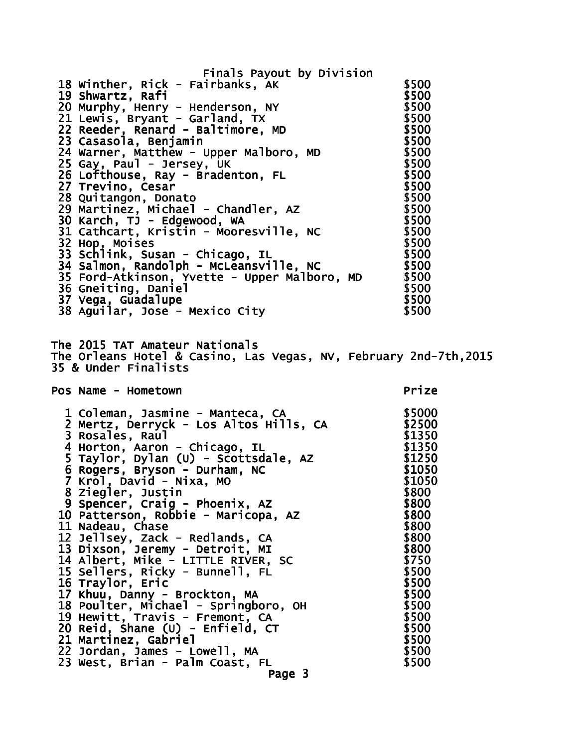Finals Payout by Division

| Pos | Name - Hometown | Prize |
|---|---|---|
| 18 | Winther, Rick - Fairbanks, AK | $500 |
| 19 | Shwartz, Rafi | $500 |
| 20 | Murphy, Henry - Henderson, NY | $500 |
| 21 | Lewis, Bryant - Garland, TX | $500 |
| 22 | Reeder, Renard - Baltimore, MD | $500 |
| 23 | Casasola, Benjamin | $500 |
| 24 | Warner, Matthew - Upper Malboro, MD | $500 |
| 25 | Gay, Paul - Jersey, UK | $500 |
| 26 | Lofthouse, Ray - Bradenton, FL | $500 |
| 27 | Trevino, Cesar | $500 |
| 28 | Quitangon, Donato | $500 |
| 29 | Martinez, Michael - Chandler, AZ | $500 |
| 30 | Karch, TJ - Edgewood, WA | $500 |
| 31 | Cathcart, Kristin - Mooresville, NC | $500 |
| 32 | Hop, Moises | $500 |
| 33 | Schlink, Susan - Chicago, IL | $500 |
| 34 | Salmon, Randolph - McLeansville, NC | $500 |
| 35 | Ford-Atkinson, Yvette - Upper Malboro, MD | $500 |
| 36 | Gneiting, Daniel | $500 |
| 37 | Vega, Guadalupe | $500 |
| 38 | Aguilar, Jose - Mexico City | $500 |

The 2015 TAT Amateur Nationals
The Orleans Hotel & Casino, Las Vegas, NV, February 2nd-7th,2015
35 & Under Finalists

| Pos | Name - Hometown | Prize |
|---|---|---|
| 1 | Coleman, Jasmine - Manteca, CA | $5000 |
| 2 | Mertz, Derryck - Los Altos Hills, CA | $2500 |
| 3 | Rosales, Raul | $1350 |
| 4 | Horton, Aaron - Chicago, IL | $1350 |
| 5 | Taylor, Dylan (U) - Scottsdale, AZ | $1250 |
| 6 | Rogers, Bryson - Durham, NC | $1050 |
| 7 | Krol, David - Nixa, MO | $1050 |
| 8 | Ziegler, Justin | $800 |
| 9 | Spencer, Craig - Phoenix, AZ | $800 |
| 10 | Patterson, Robbie - Maricopa, AZ | $800 |
| 11 | Nadeau, Chase | $800 |
| 12 | Jellsey, Zack - Redlands, CA | $800 |
| 13 | Dixson, Jeremy - Detroit, MI | $800 |
| 14 | Albert, Mike - LITTLE RIVER, SC | $750 |
| 15 | Sellers, Ricky - Bunnell, FL | $500 |
| 16 | Traylor, Eric | $500 |
| 17 | Khuu, Danny - Brockton, MA | $500 |
| 18 | Poulter, Michael - Springboro, OH | $500 |
| 19 | Hewitt, Travis - Fremont, CA | $500 |
| 20 | Reid, Shane (U) - Enfield, CT | $500 |
| 21 | Martinez, Gabriel | $500 |
| 22 | Jordan, James - Lowell, MA | $500 |
| 23 | West, Brian - Palm Coast, FL | $500 |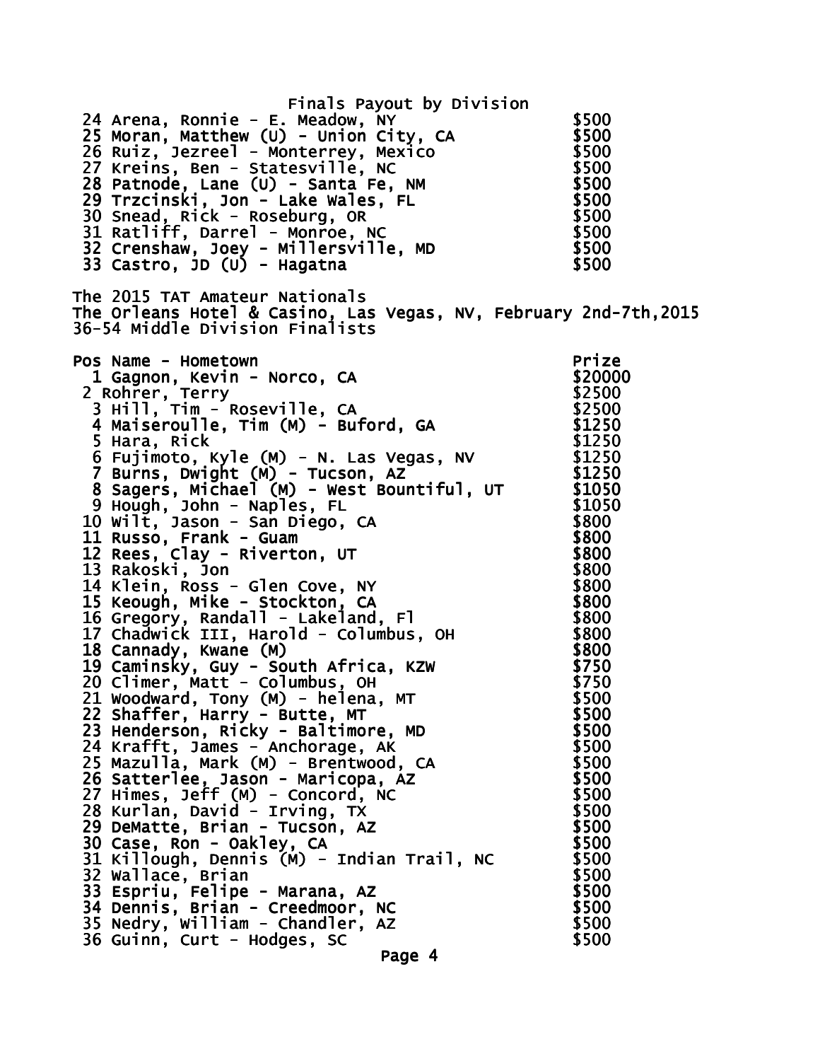Finals Payout by Division

| Pos | Name - Hometown | Prize |
|---|---|---|
| 24 | Arena, Ronnie - E. Meadow, NY | $500 |
| 25 | Moran, Matthew (U) - Union City, CA | $500 |
| 26 | Ruiz, Jezreel - Monterrey, Mexico | $500 |
| 27 | Kreins, Ben - Statesville, NC | $500 |
| 28 | Patnode, Lane (U) - Santa Fe, NM | $500 |
| 29 | Trzcinski, Jon - Lake Wales, FL | $500 |
| 30 | Snead, Rick - Roseburg, OR | $500 |
| 31 | Ratliff, Darrel - Monroe, NC | $500 |
| 32 | Crenshaw, Joey - Millersville, MD | $500 |
| 33 | Castro, JD (U) - Hagatna | $500 |

The 2015 TAT Amateur Nationals
The Orleans Hotel & Casino, Las Vegas, NV, February 2nd-7th,2015
36-54 Middle Division Finalists

| Pos | Name - Hometown | Prize |
|---|---|---|
| 1 | Gagnon, Kevin - Norco, CA | $20000 |
| 2 | Rohrer, Terry | $2500 |
| 3 | Hill, Tim - Roseville, CA | $2500 |
| 4 | Maiseroulle, Tim (M) - Buford, GA | $1250 |
| 5 | Hara, Rick | $1250 |
| 6 | Fujimoto, Kyle (M) - N. Las Vegas, NV | $1250 |
| 7 | Burns, Dwight (M) - Tucson, AZ | $1250 |
| 8 | Sagers, Michael (M) - West Bountiful, UT | $1050 |
| 9 | Hough, John - Naples, FL | $1050 |
| 10 | Wilt, Jason - San Diego, CA | $800 |
| 11 | Russo, Frank - Guam | $800 |
| 12 | Rees, Clay - Riverton, UT | $800 |
| 13 | Rakoski, Jon | $800 |
| 14 | Klein, Ross - Glen Cove, NY | $800 |
| 15 | Keough, Mike - Stockton, CA | $800 |
| 16 | Gregory, Randall - Lakeland, Fl | $800 |
| 17 | Chadwick III, Harold - Columbus, OH | $800 |
| 18 | Cannady, Kwane (M) | $800 |
| 19 | Caminsky, Guy - South Africa, KZW | $750 |
| 20 | Climer, Matt - Columbus, OH | $750 |
| 21 | Woodward, Tony (M) - helena, MT | $500 |
| 22 | Shaffer, Harry - Butte, MT | $500 |
| 23 | Henderson, Ricky - Baltimore, MD | $500 |
| 24 | Krafft, James - Anchorage, AK | $500 |
| 25 | Mazulla, Mark (M) - Brentwood, CA | $500 |
| 26 | Satterlee, Jason - Maricopa, AZ | $500 |
| 27 | Himes, Jeff (M) - Concord, NC | $500 |
| 28 | Kurlan, David - Irving, TX | $500 |
| 29 | DeMatte, Brian - Tucson, AZ | $500 |
| 30 | Case, Ron - Oakley, CA | $500 |
| 31 | Killough, Dennis (M) - Indian Trail, NC | $500 |
| 32 | Wallace, Brian | $500 |
| 33 | Espriu, Felipe - Marana, AZ | $500 |
| 34 | Dennis, Brian - Creedmoor, NC | $500 |
| 35 | Nedry, William - Chandler, AZ | $500 |
| 36 | Guinn, Curt - Hodges, SC | $500 |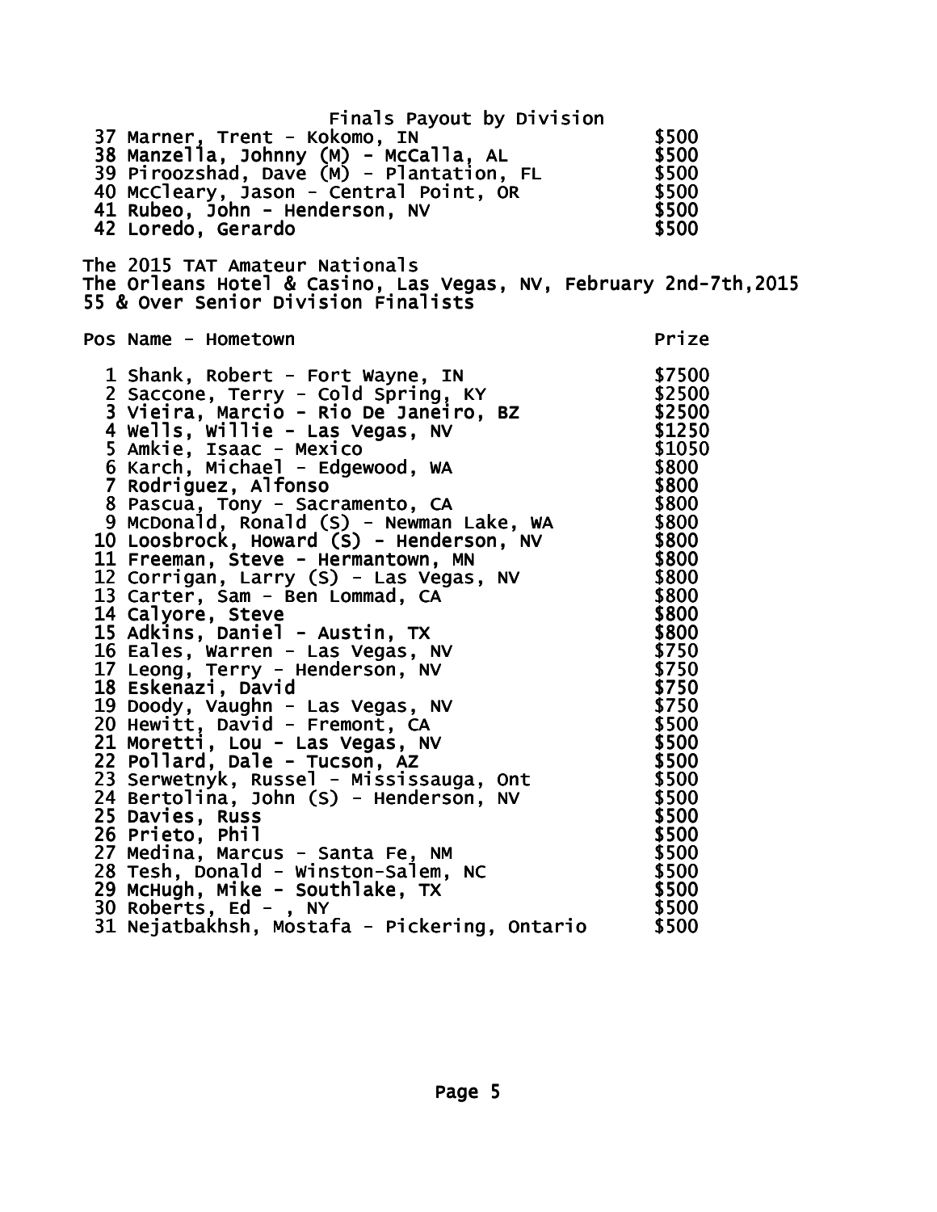Finals Payout by Division

| | | |
|---|---|---|
| 37 | Marner, Trent - Kokomo, IN | $500 |
| 38 | Manzella, Johnny (M) - McCalla, AL | $500 |
| 39 | Piroozshad, Dave (M) - Plantation, FL | $500 |
| 40 | McCleary, Jason - Central Point, OR | $500 |
| 41 | Rubeo, John - Henderson, NV | $500 |
| 42 | Loredo, Gerardo | $500 |

The 2015 TAT Amateur Nationals
The Orleans Hotel & Casino, Las Vegas, NV, February 2nd-7th,2015
55 & Over Senior Division Finalists

| Pos | Name - Hometown | Prize |
|---|---|---|
| 1 | Shank, Robert - Fort Wayne, IN | $7500 |
| 2 | Saccone, Terry - Cold Spring, KY | $2500 |
| 3 | Vieira, Marcio - Rio De Janeiro, BZ | $2500 |
| 4 | Wells, Willie - Las Vegas, NV | $1250 |
| 5 | Amkie, Isaac - Mexico | $1050 |
| 6 | Karch, Michael - Edgewood, WA | $800 |
| 7 | Rodriguez, Alfonso | $800 |
| 8 | Pascua, Tony - Sacramento, CA | $800 |
| 9 | McDonald, Ronald (S) - Newman Lake, WA | $800 |
| 10 | Loosbrock, Howard (S) - Henderson, NV | $800 |
| 11 | Freeman, Steve - Hermantown, MN | $800 |
| 12 | Corrigan, Larry (S) - Las Vegas, NV | $800 |
| 13 | Carter, Sam - Ben Lommad, CA | $800 |
| 14 | Calyore, Steve | $800 |
| 15 | Adkins, Daniel - Austin, TX | $800 |
| 16 | Eales, Warren - Las Vegas, NV | $750 |
| 17 | Leong, Terry - Henderson, NV | $750 |
| 18 | Eskenazi, David | $750 |
| 19 | Doody, Vaughn - Las Vegas, NV | $750 |
| 20 | Hewitt, David - Fremont, CA | $500 |
| 21 | Moretti, Lou - Las Vegas, NV | $500 |
| 22 | Pollard, Dale - Tucson, AZ | $500 |
| 23 | Serwetnyk, Russel - Mississauga, Ont | $500 |
| 24 | Bertolina, John (S) - Henderson, NV | $500 |
| 25 | Davies, Russ | $500 |
| 26 | Prieto, Phil | $500 |
| 27 | Medina, Marcus - Santa Fe, NM | $500 |
| 28 | Tesh, Donald - Winston-Salem, NC | $500 |
| 29 | McHugh, Mike - Southlake, TX | $500 |
| 30 | Roberts, Ed - , NY | $500 |
| 31 | Nejatbakhsh, Mostafa - Pickering, Ontario | $500 |